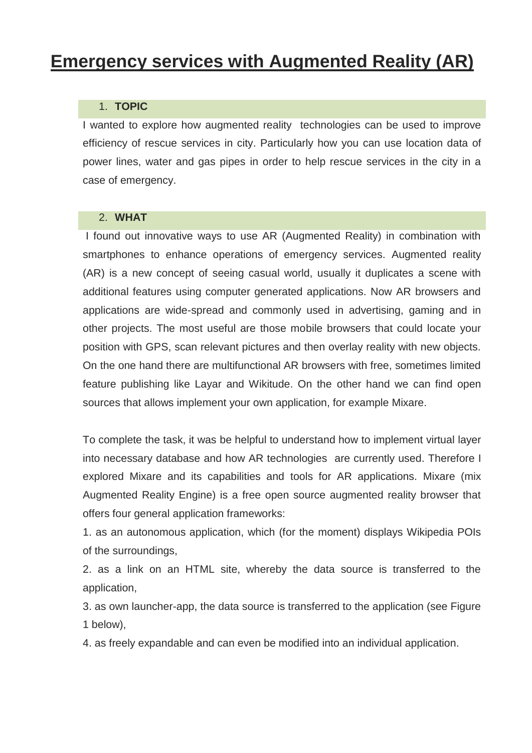# Emergency services with Augmented Reality (AR)

## 1. TOPIC

I wanted to explore how augmented reality technologies can be used to improve efficiency of rescue services in city. Particularly how you can use location data of power lines, water and gas pipes in order to help rescue services in the city in a case of emergency.

## 2. WHAT

I found out innovative ways to use AR (Augmented Reality) in combination with smartphones to enhance operations of emergency services. Augmented reality (AR) is a new concept of seeing casual world, usually it duplicates a scene with additional features using computer generated applications. Now AR browsers and applications are wide-spread and commonly used in advertising, gaming and in other projects. The most useful are those mobile browsers that could locate your position with GPS, scan relevant pictures and then overlay reality with new objects. On the one hand there are multifunctional AR browsers with free, sometimes limited feature publishing like Layar and Wikitude. On the other hand we can find open sources that allows implement your own application, for example Mixare.

To complete the task, it was be helpful to understand how to implement virtual layer into necessary database and how AR technologies are currently used. Therefore I explored Mixare and its capabilities and tools for AR applications. Mixare (mix Augmented Reality Engine) is a free open source augmented reality browser that offers four general application frameworks:

1. as an autonomous application, which (for the moment) displays Wikipedia POIs of the surroundings,
2. as a link on an HTML site, whereby the data source is transferred to the application,
3. as own launcher-app, the data source is transferred to the application (see Figure 1 below),
4. as freely expandable and can even be modified into an individual application.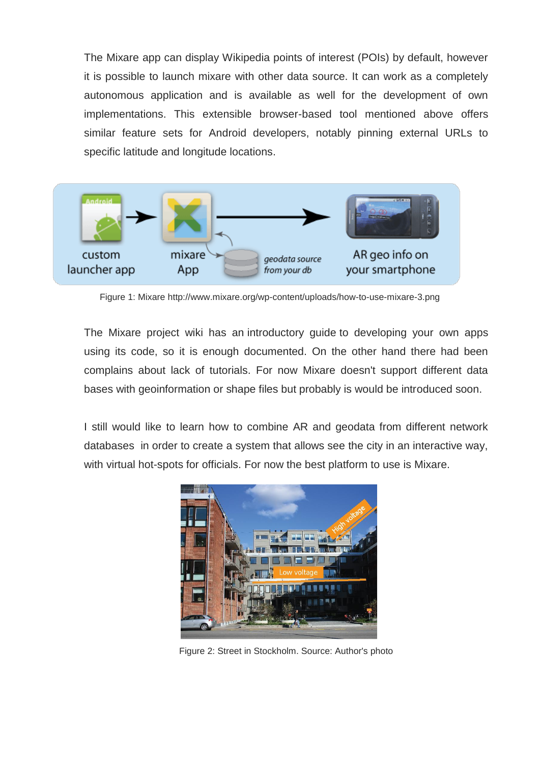The Mixare app can display Wikipedia points of interest (POIs) by default, however it is possible to launch mixare with other data source. It can work as a completely autonomous application and is available as well for the development of own implementations. This extensible browser-based tool mentioned above offers similar feature sets for Android developers, notably pinning external URLs to specific latitude and longitude locations.

Figure 1: Mixare http://www.mixare.org/wp-content/uploads/how-to-use-mixare-3.png

The Mixare project wiki has an introductory guide to developing your own apps using its code, so it is enough documented. On the other hand there had been complains about lack of tutorials. For now Mixare doesn't support different data bases with geoinformation or shape files but probably is would be introduced soon.

I still would like to learn how to combine AR and geodata from different network databases in order to create a system that allows see the city in an interactive way, with virtual hot-spots for officials. For now the best platform to use is Mixare.

Figure 2: Street in Stockholm. Source: Author's photo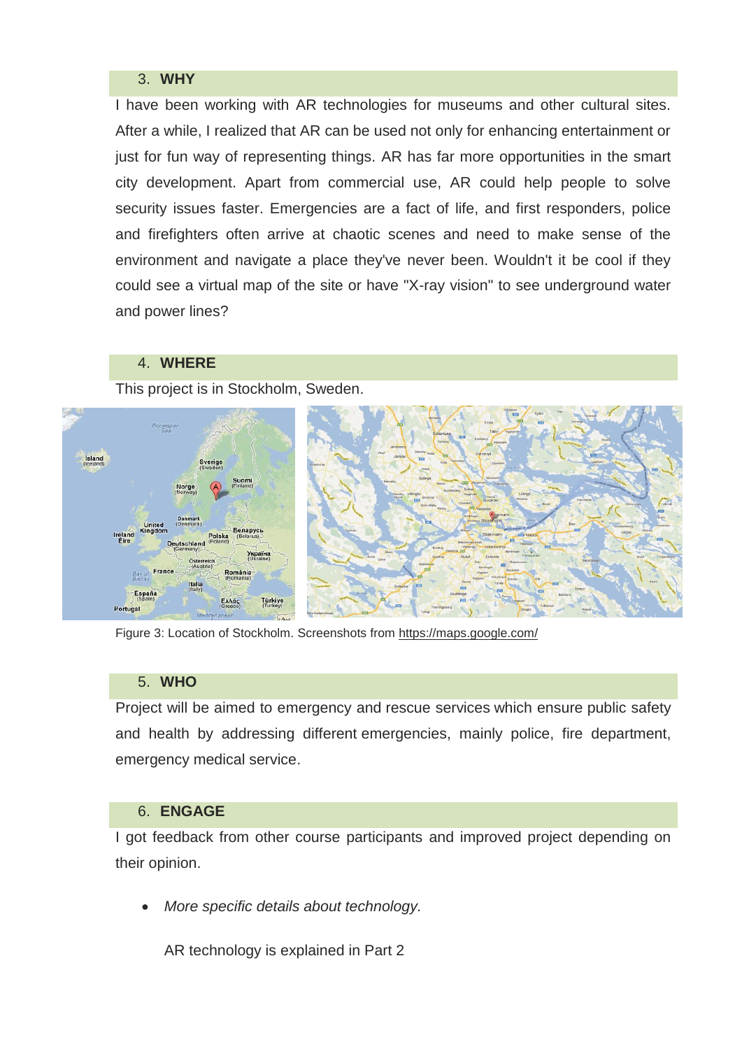## 3. WHY

I have been working with AR technologies for museums and other cultural sites. After a while, I realized that AR can be used not only for enhancing entertainment or just for fun way of representing things. AR has far more opportunities in the smart city development. Apart from commercial use, AR could help people to solve security issues faster. Emergencies are a fact of life, and first responders, police and firefighters often arrive at chaotic scenes and need to make sense of the environment and navigate a place they've never been. Wouldn't it be cool if they could see a virtual map of the site or have "X-ray vision" to see underground water and power lines?

## 4. WHERE

This project is in Stockholm, Sweden.

Figure 3: Location of Stockholm. Screenshots from https://maps.google.com/

## 5. WHO

Project will be aimed to emergency and rescue services which ensure public safety and health by addressing different emergencies, mainly police, fire department, emergency medical service.

## 6. ENGAGE

I got feedback from other course participants and improved project depending on their opinion.

- *More specific details about technology.*

  AR technology is explained in Part 2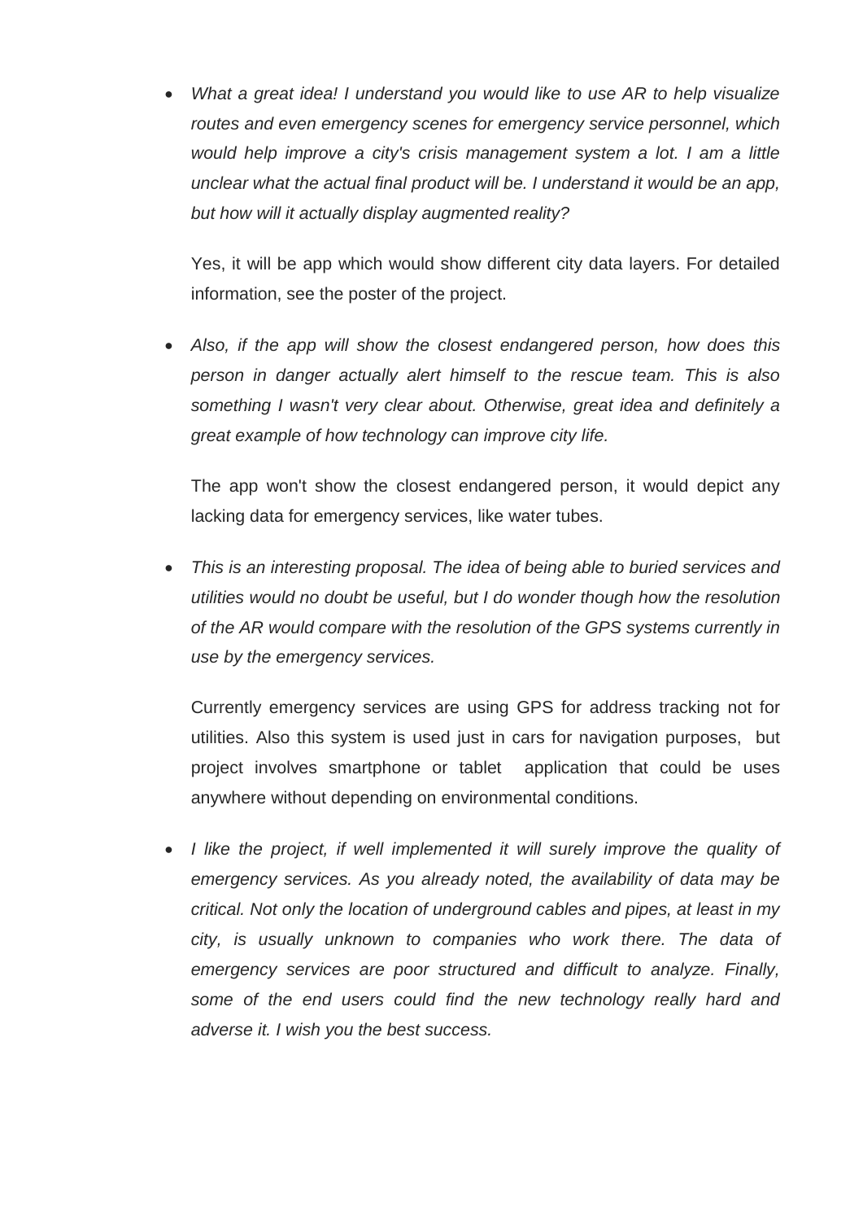- *What a great idea! I understand you would like to use AR to help visualize routes and even emergency scenes for emergency service personnel, which would help improve a city's crisis management system a lot. I am a little unclear what the actual final product will be. I understand it would be an app, but how will it actually display augmented reality?*

  Yes, it will be app which would show different city data layers. For detailed information, see the poster of the project.

- *Also, if the app will show the closest endangered person, how does this person in danger actually alert himself to the rescue team. This is also something I wasn't very clear about. Otherwise, great idea and definitely a great example of how technology can improve city life.*

  The app won't show the closest endangered person, it would depict any lacking data for emergency services, like water tubes.

- *This is an interesting proposal. The idea of being able to buried services and utilities would no doubt be useful, but I do wonder though how the resolution of the AR would compare with the resolution of the GPS systems currently in use by the emergency services.*

  Currently emergency services are using GPS for address tracking not for utilities. Also this system is used just in cars for navigation purposes, but project involves smartphone or tablet application that could be uses anywhere without depending on environmental conditions.

- *I like the project, if well implemented it will surely improve the quality of emergency services. As you already noted, the availability of data may be critical. Not only the location of underground cables and pipes, at least in my city, is usually unknown to companies who work there. The data of emergency services are poor structured and difficult to analyze. Finally, some of the end users could find the new technology really hard and adverse it. I wish you the best success.*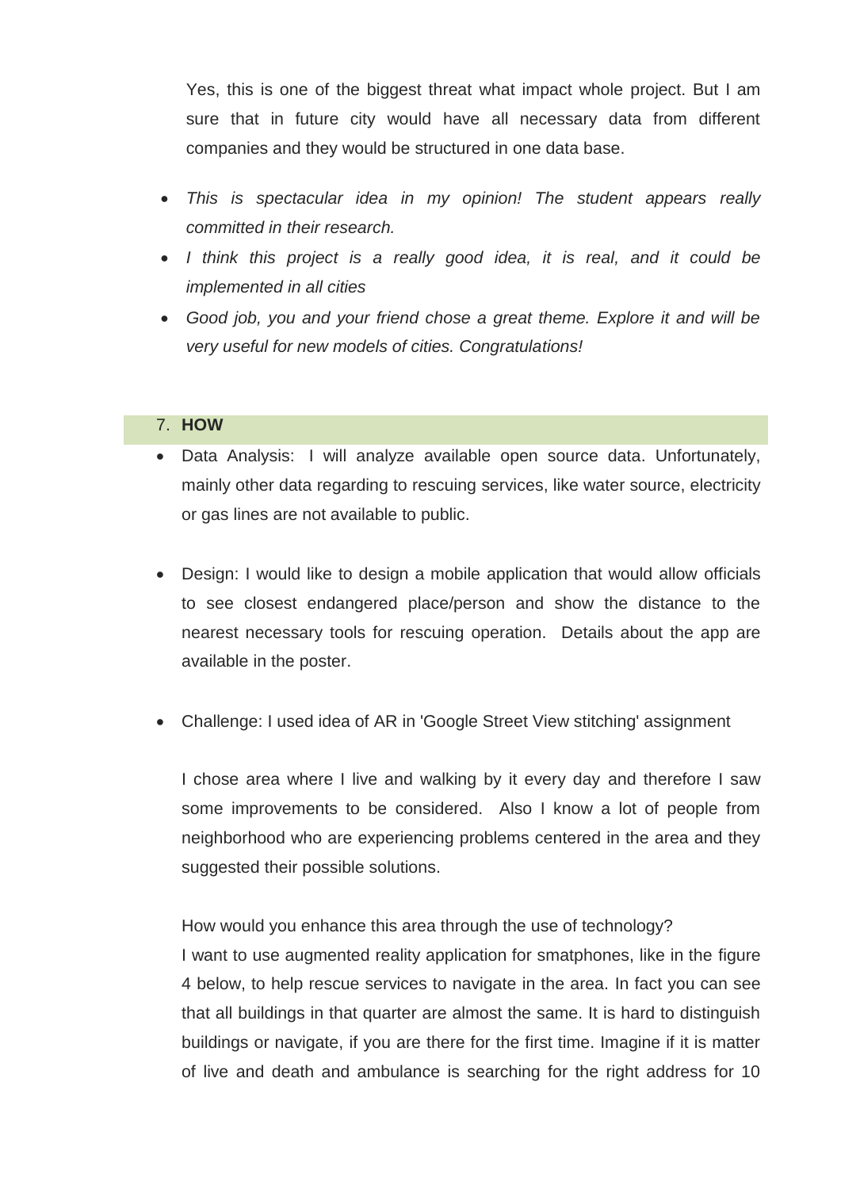Yes, this is one of the biggest threat what impact whole project. But I am sure that in future city would have all necessary data from different companies and they would be structured in one data base.

- *This is spectacular idea in my opinion! The student appears really committed in their research.*
- *I think this project is a really good idea, it is real, and it could be implemented in all cities*
- *Good job, you and your friend chose a great theme. Explore it and will be very useful for new models of cities. Congratulations!*

## 7. **HOW**

- Data Analysis: I will analyze available open source data. Unfortunately, mainly other data regarding to rescuing services, like water source, electricity or gas lines are not available to public.

- Design: I would like to design a mobile application that would allow officials to see closest endangered place/person and show the distance to the nearest necessary tools for rescuing operation. Details about the app are available in the poster.

- Challenge: I used idea of AR in 'Google Street View stitching' assignment

  I chose area where I live and walking by it every day and therefore I saw some improvements to be considered. Also I know a lot of people from neighborhood who are experiencing problems centered in the area and they suggested their possible solutions.

  How would you enhance this area through the use of technology?
  I want to use augmented reality application for smatphones, like in the figure 4 below, to help rescue services to navigate in the area. In fact you can see that all buildings in that quarter are almost the same. It is hard to distinguish buildings or navigate, if you are there for the first time. Imagine if it is matter of live and death and ambulance is searching for the right address for 10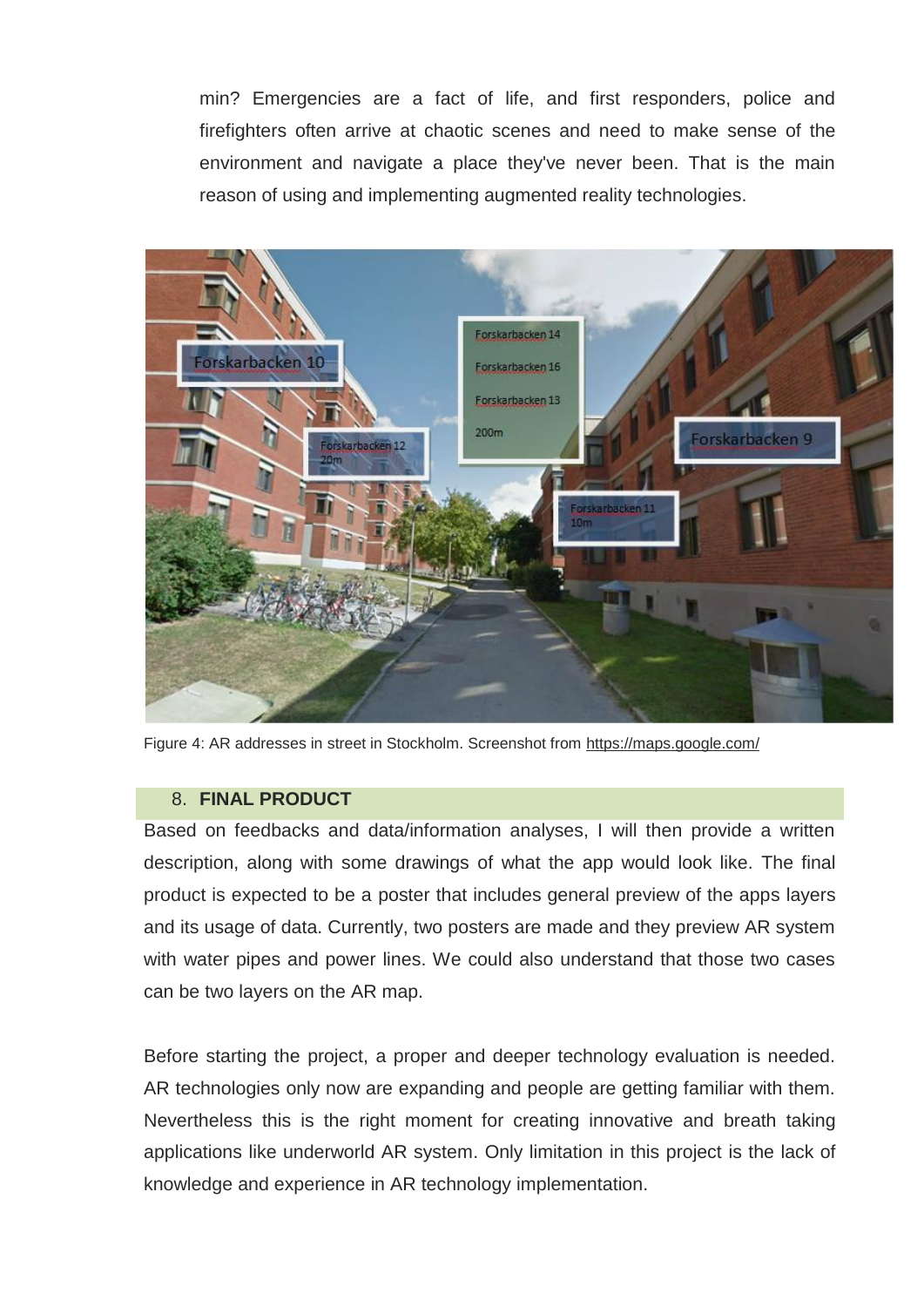min? Emergencies are a fact of life, and first responders, police and firefighters often arrive at chaotic scenes and need to make sense of the environment and navigate a place they've never been. That is the main reason of using and implementing augmented reality technologies.

Figure 4: AR addresses in street in Stockholm. Screenshot from https://maps.google.com/

## 8. FINAL PRODUCT

Based on feedbacks and data/information analyses, I will then provide a written description, along with some drawings of what the app would look like. The final product is expected to be a poster that includes general preview of the apps layers and its usage of data. Currently, two posters are made and they preview AR system with water pipes and power lines. We could also understand that those two cases can be two layers on the AR map.

Before starting the project, a proper and deeper technology evaluation is needed. AR technologies only now are expanding and people are getting familiar with them. Nevertheless this is the right moment for creating innovative and breath taking applications like underworld AR system. Only limitation in this project is the lack of knowledge and experience in AR technology implementation.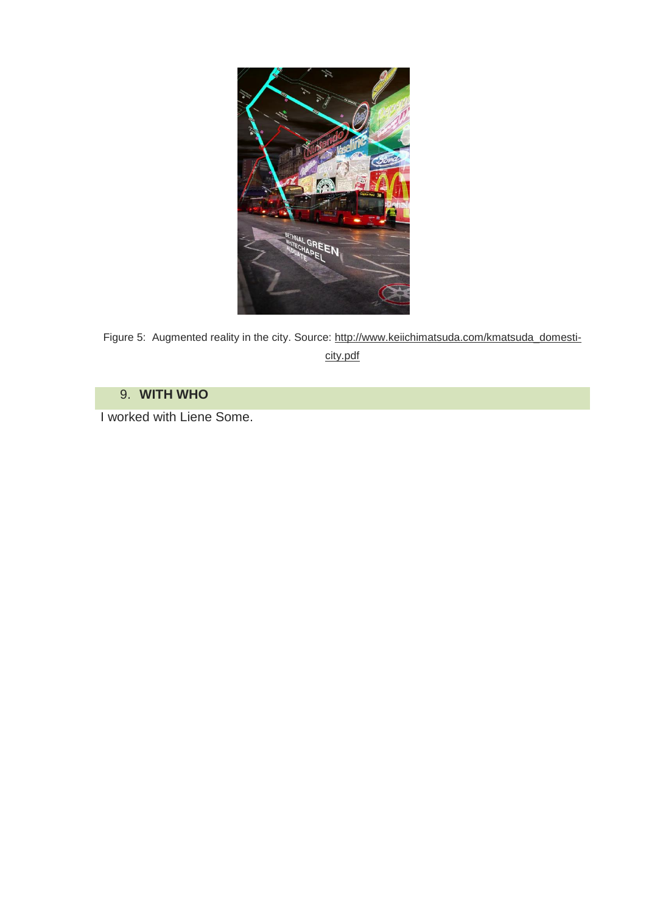Figure 5: Augmented reality in the city. Source: http://www.keiichimatsuda.com/kmatsuda_domesti-city.pdf

## 9. WITH WHO

I worked with Liene Some.